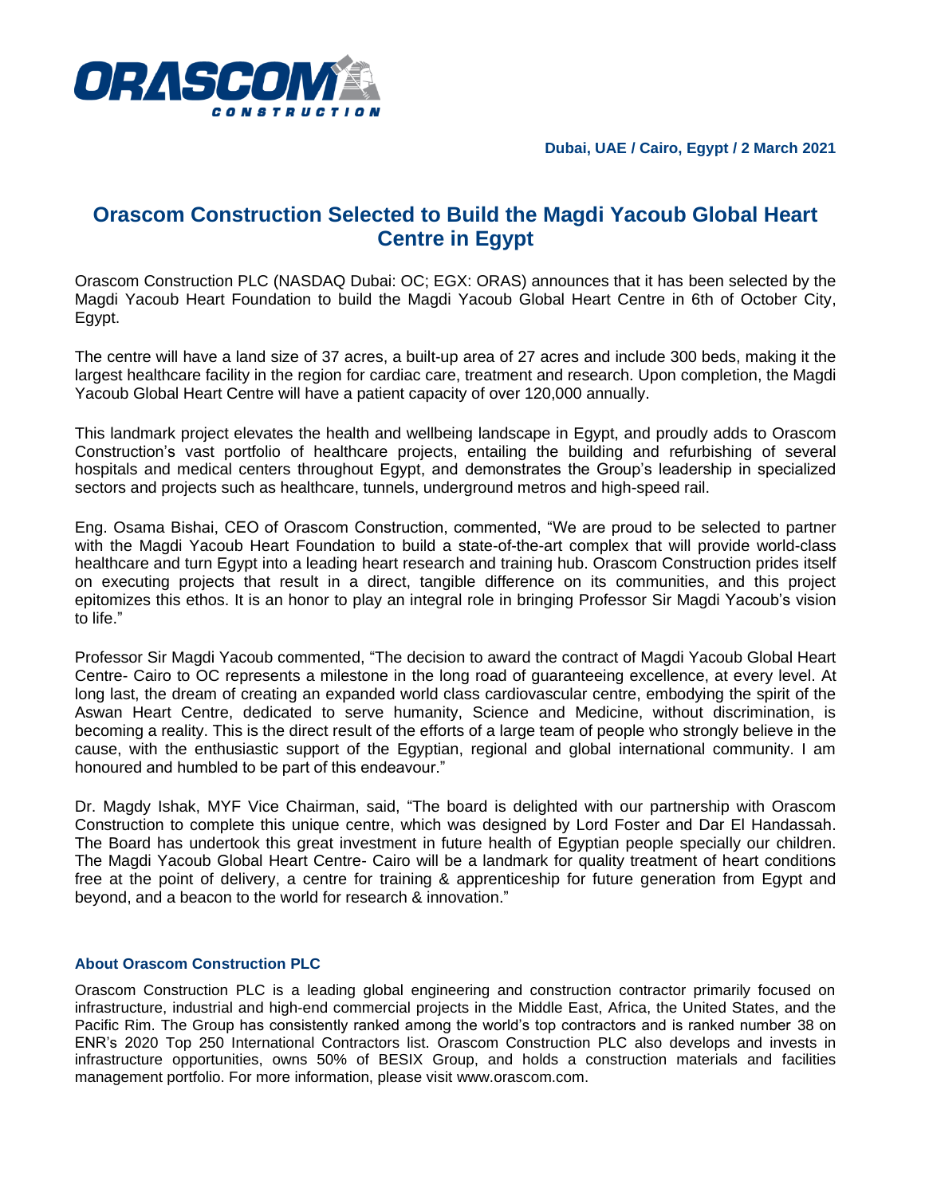Dubai, UAE / Cairo, Egypt / 2 March 2021

# Orascom Construction Selected to Build the Magdi Yacoub Global Heart Centre in Egypt

Orascom Construction PLC (NASDAQ Dubai: OC; EGX: ORAS) announces that it has been selected by the Magdi Yacoub Heart Foundation to build the Magdi Yacoub Global Heart Centre in 6th of October City, Egypt.

The centre will have a land size of 37 acres, a built-up area of 27 acres and include 300 beds, making it the largest healthcare facility in the region for cardiac care, treatment and research. Upon completion, the Magdi Yacoub Global Heart Centre will have a patient capacity of over 120,000 annually.

This landmark project elevates the health and wellbeing landscape in Egypt, and proudly adds to Orascom Construction's vast portfolio of healthcare projects, entailing the building and refurbishing of several hospitals and medical centers throughout Egypt, and demonstrates the Group's leadership in specialized sectors and projects such as healthcare, tunnels, underground metros and high-speed rail.

Eng. Osama Bishai, CEO of Orascom Construction, commented, "We are proud to be selected to partner with the Magdi Yacoub Heart Foundation to build a state-of-the-art complex that will provide world-class healthcare and turn Egypt into a leading heart research and training hub. Orascom Construction prides itself on executing projects that result in a direct, tangible difference on its communities, and this project epitomizes this ethos. It is an honor to play an integral role in bringing Professor Sir Magdi Yacoub's vision to life."

Professor Sir Magdi Yacoub commented, "The decision to award the contract of Magdi Yacoub Global Heart Centre- Cairo to OC represents a milestone in the long road of guaranteeing excellence, at every level. At long last, the dream of creating an expanded world class cardiovascular centre, embodying the spirit of the Aswan Heart Centre, dedicated to serve humanity, Science and Medicine, without discrimination, is becoming a reality. This is the direct result of the efforts of a large team of people who strongly believe in the cause, with the enthusiastic support of the Egyptian, regional and global international community. I am honoured and humbled to be part of this endeavour."

Dr. Magdy Ishak, MYF Vice Chairman, said, "The board is delighted with our partnership with Orascom Construction to complete this unique centre, which was designed by Lord Foster and Dar El Handassah. The Board has undertook this great investment in future health of Egyptian people specially our children. The Magdi Yacoub Global Heart Centre- Cairo will be a landmark for quality treatment of heart conditions free at the point of delivery, a centre for training & apprenticeship for future generation from Egypt and beyond, and a beacon to the world for research & innovation."

## About Orascom Construction PLC

Orascom Construction PLC is a leading global engineering and construction contractor primarily focused on infrastructure, industrial and high-end commercial projects in the Middle East, Africa, the United States, and the Pacific Rim. The Group has consistently ranked among the world's top contractors and is ranked number 38 on ENR's 2020 Top 250 International Contractors list. Orascom Construction PLC also develops and invests in infrastructure opportunities, owns 50% of BESIX Group, and holds a construction materials and facilities management portfolio. For more information, please visit www.orascom.com.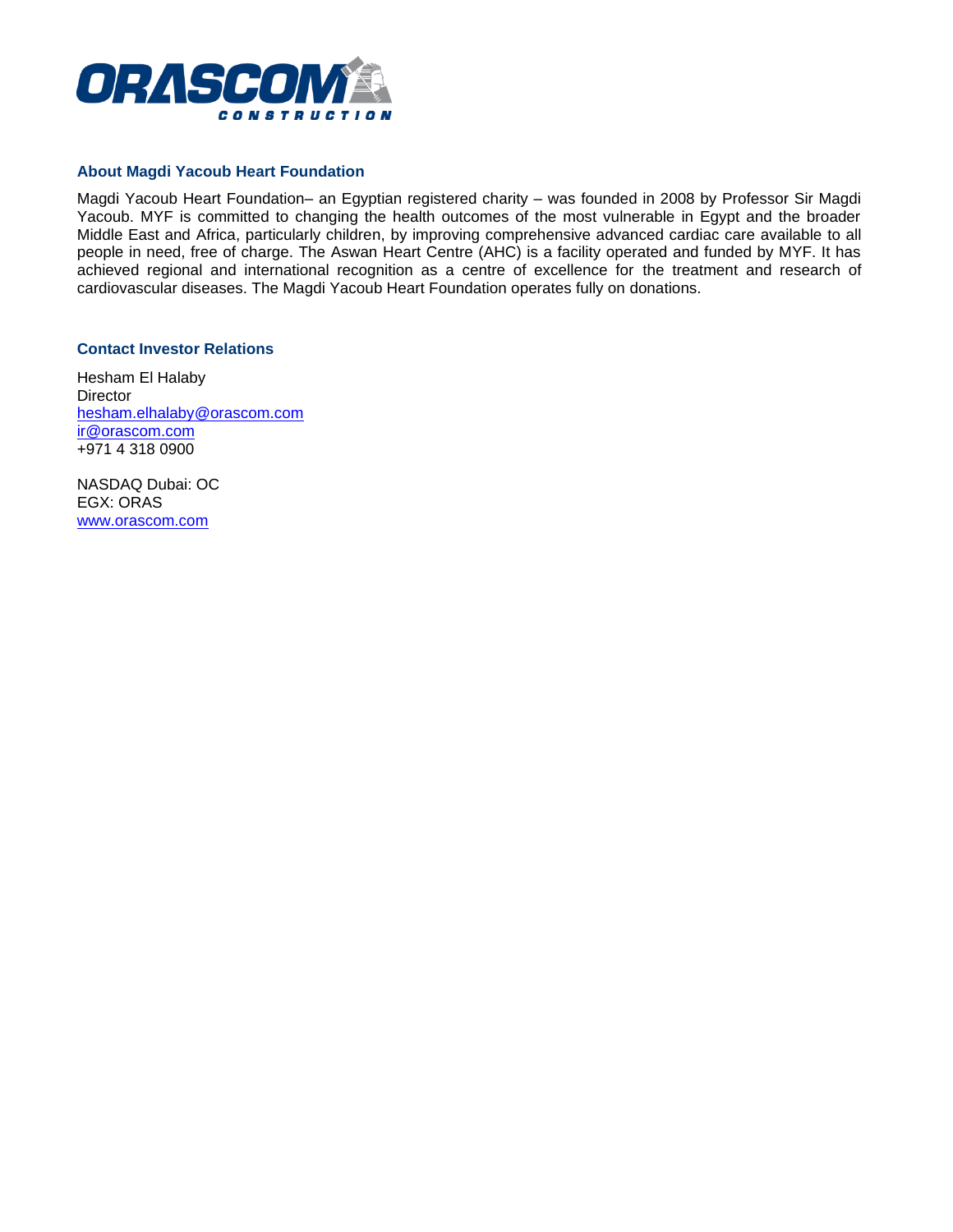### About Magdi Yacoub Heart Foundation

Magdi Yacoub Heart Foundation– an Egyptian registered charity – was founded in 2008 by Professor Sir Magdi Yacoub. MYF is committed to changing the health outcomes of the most vulnerable in Egypt and the broader Middle East and Africa, particularly children, by improving comprehensive advanced cardiac care available to all people in need, free of charge. The Aswan Heart Centre (AHC) is a facility operated and funded by MYF. It has achieved regional and international recognition as a centre of excellence for the treatment and research of cardiovascular diseases. The Magdi Yacoub Heart Foundation operates fully on donations.

### Contact Investor Relations

Hesham El Halaby  
Director  
hesham.elhalaby@orascom.com  
ir@orascom.com  
+971 4 318 0900

NASDAQ Dubai: OC  
EGX: ORAS  
www.orascom.com